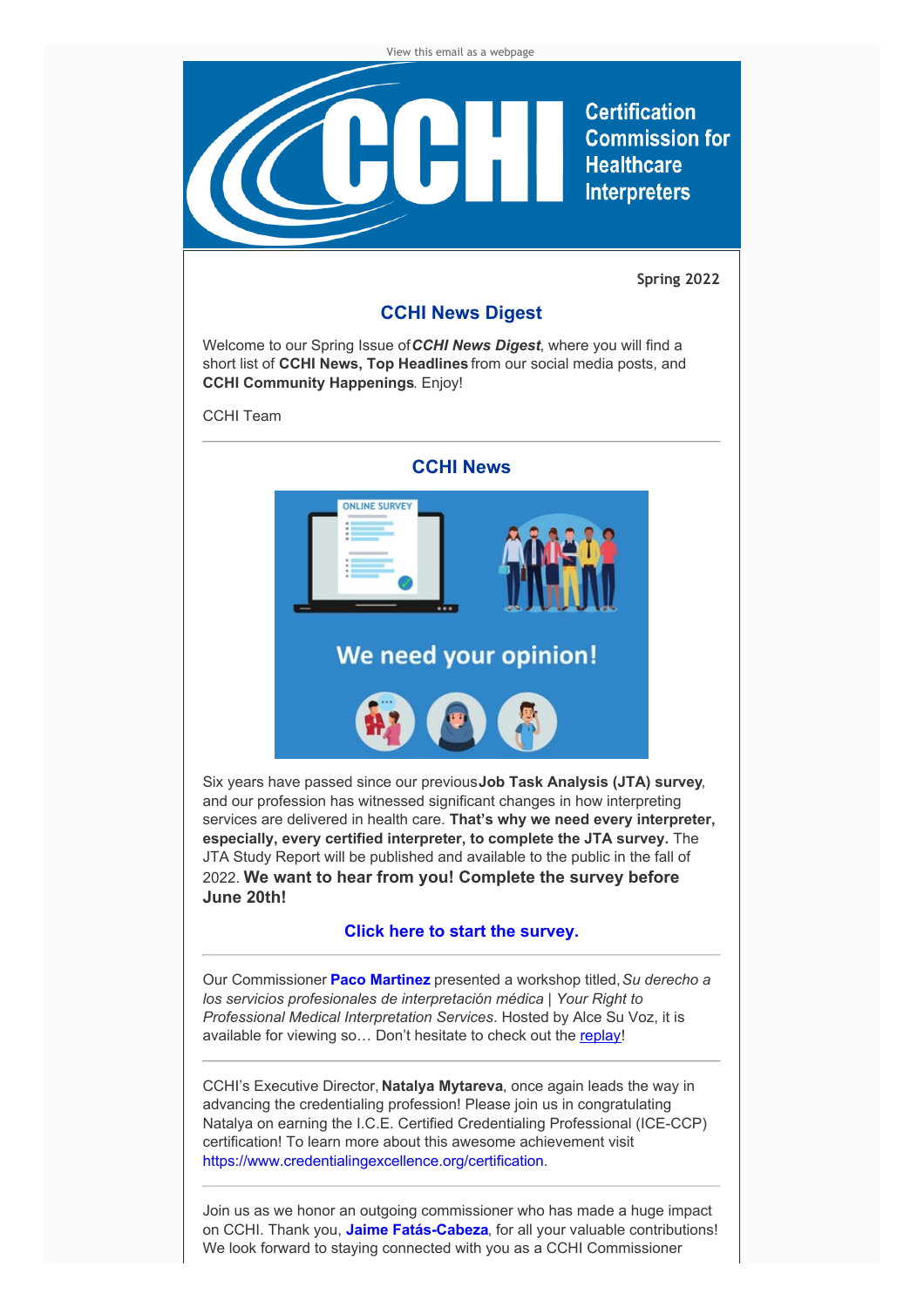View this email as a webpage

Certification Commission for Healthcare Interpreters

**Spring 2022**

## CCHI News Digest

Welcome to our Spring Issue of ***CCHI News Digest***, where you will find a short list of **CCHI News, Top Headlines** from our social media posts, and **CCHI Community Happenings**. Enjoy!

CCHI Team

---

## CCHI News

Six years have passed since our previous **Job Task Analysis (JTA) survey**, and our profession has witnessed significant changes in how interpreting services are delivered in health care. **That's why we need every interpreter, especially, every certified interpreter, to complete the JTA survey.** The JTA Study Report will be published and available to the public in the fall of 2022. **We want to hear from you! Complete the survey before June 20th!**

**Click here to start the survey.**

---

Our Commissioner **Paco Martinez** presented a workshop titled, *Su derecho a los servicios profesionales de interpretación médica | Your Right to Professional Medical Interpretation Services*. Hosted by Alce Su Voz, it is available for viewing so… Don't hesitate to check out the replay!

---

CCHI's Executive Director, **Natalya Mytareva**, once again leads the way in advancing the credentialing profession! Please join us in congratulating Natalya on earning the I.C.E. Certified Credentialing Professional (ICE-CCP) certification! To learn more about this awesome achievement visit https://www.credentialingexcellence.org/certification.

---

Join us as we honor an outgoing commissioner who has made a huge impact on CCHI. Thank you, **Jaime Fatás-Cabeza**, for all your valuable contributions! We look forward to staying connected with you as a CCHI Commissioner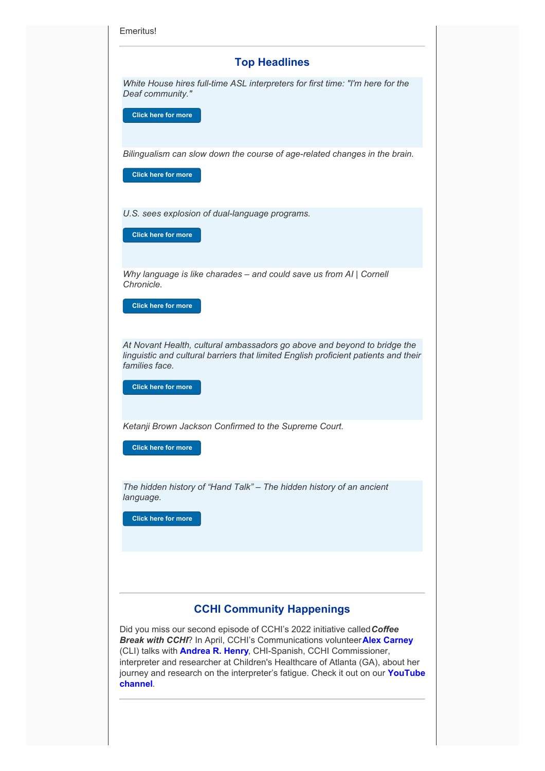Emeritus!

---

## Top Headlines

*White House hires full-time ASL interpreters for first time: "I'm here for the Deaf community."*

Click here for more

*Bilingualism can slow down the course of age-related changes in the brain.*

Click here for more

*U.S. sees explosion of dual-language programs.*

Click here for more

*Why language is like charades – and could save us from AI | Cornell Chronicle.*

Click here for more

*At Novant Health, cultural ambassadors go above and beyond to bridge the linguistic and cultural barriers that limited English proficient patients and their families face.*

Click here for more

*Ketanji Brown Jackson Confirmed to the Supreme Court.*

Click here for more

*The hidden history of "Hand Talk" – The hidden history of an ancient language.*

Click here for more

---

## CCHI Community Happenings

Did you miss our second episode of CCHI's 2022 initiative called ***Coffee Break with CCHI***? In April, CCHI's Communications volunteer **Alex Carney** (CLI) talks with **Andrea R. Henry**, CHI-Spanish, CCHI Commissioner, interpreter and researcher at Children's Healthcare of Atlanta (GA), about her journey and research on the interpreter's fatigue. Check it out on our **YouTube channel**.

---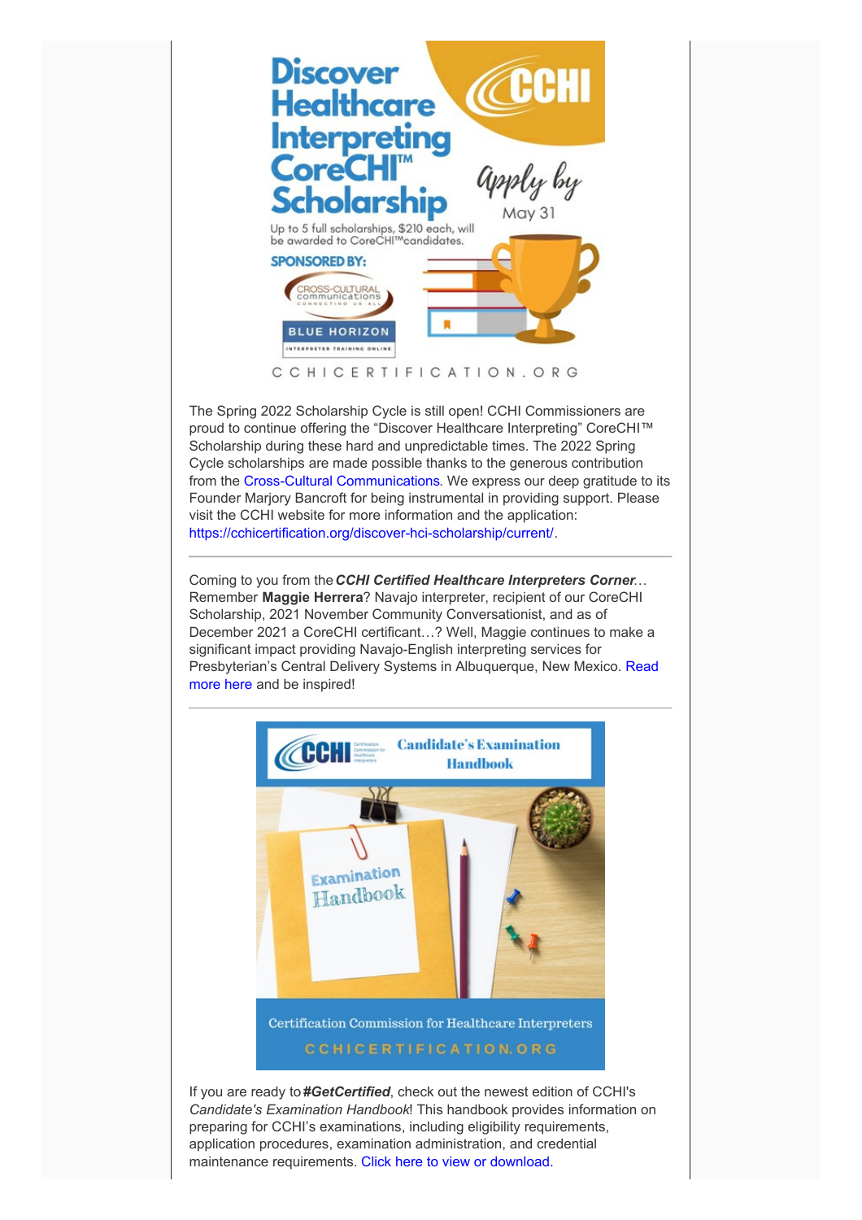# Discover Healthcare Interpreting CoreCHI™ Scholarship

Apply by May 31

Up to 5 full scholarships, $210 each, will be awarded to CoreCHI™ candidates.

SPONSORED BY: Cross-Cultural Communications, Blue Horizon Interpreter Training Online

CCHICERTIFICATION.ORG

The Spring 2022 Scholarship Cycle is still open! CCHI Commissioners are proud to continue offering the "Discover Healthcare Interpreting" CoreCHI™ Scholarship during these hard and unpredictable times. The 2022 Spring Cycle scholarships are made possible thanks to the generous contribution from the Cross-Cultural Communications. We express our deep gratitude to its Founder Marjory Bancroft for being instrumental in providing support. Please visit the CCHI website for more information and the application: https://cchicertification.org/discover-hci-scholarship/current/.

---

Coming to you from the ***CCHI Certified Healthcare Interpreters Corner***… Remember **Maggie Herrera**? Navajo interpreter, recipient of our CoreCHI Scholarship, 2021 November Community Conversationist, and as of December 2021 a CoreCHI certificant…? Well, Maggie continues to make a significant impact providing Navajo-English interpreting services for Presbyterian's Central Delivery Systems in Albuquerque, New Mexico. Read more here and be inspired!

---

CCHI Candidate's Examination Handbook

Examination Handbook

Certification Commission for Healthcare Interpreters

CCHICERTIFICATION.ORG

If you are ready to ***#GetCertified***, check out the newest edition of CCHI's *Candidate's Examination Handbook*! This handbook provides information on preparing for CCHI's examinations, including eligibility requirements, application procedures, examination administration, and credential maintenance requirements. Click here to view or download.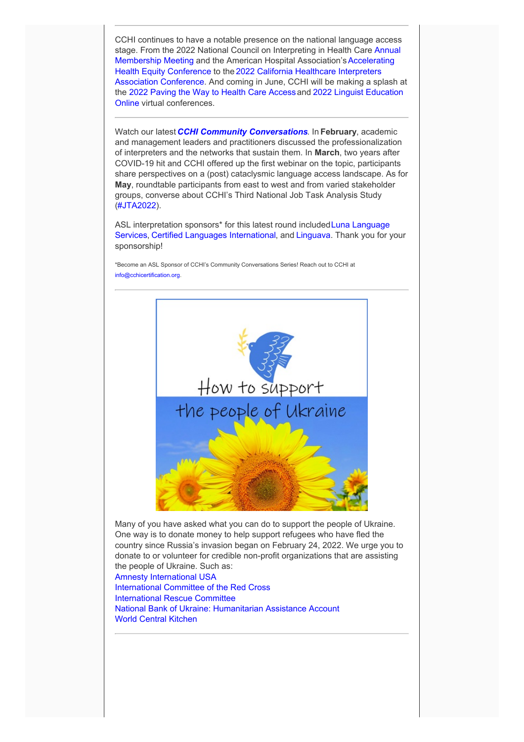CCHI continues to have a notable presence on the national language access stage. From the 2022 National Council on Interpreting in Health Care Annual Membership Meeting and the American Hospital Association's Accelerating Health Equity Conference to the 2022 California Healthcare Interpreters Association Conference. And coming in June, CCHI will be making a splash at the 2022 Paving the Way to Health Care Access and 2022 Linguist Education Online virtual conferences.

---

Watch our latest ***CCHI Community Conversations***. In **February**, academic and management leaders and practitioners discussed the professionalization of interpreters and the networks that sustain them. In **March**, two years after COVID-19 hit and CCHI offered up the first webinar on the topic, participants share perspectives on a (post) cataclysmic language access landscape. As for **May**, roundtable participants from east to west and from varied stakeholder groups, converse about CCHI's Third National Job Task Analysis Study (#JTA2022).

ASL interpretation sponsors* for this latest round included Luna Language Services, Certified Languages International, and Linguava. Thank you for your sponsorship!

*Become an ASL Sponsor of CCHI's Community Conversations Series! Reach out to CCHI at info@cchicertification.org.

---

How to support the people of Ukraine

Many of you have asked what you can do to support the people of Ukraine. One way is to donate money to help support refugees who have fled the country since Russia's invasion began on February 24, 2022. We urge you to donate to or volunteer for credible non-profit organizations that are assisting the people of Ukraine. Such as:

Amnesty International USA
International Committee of the Red Cross
International Rescue Committee
National Bank of Ukraine: Humanitarian Assistance Account
World Central Kitchen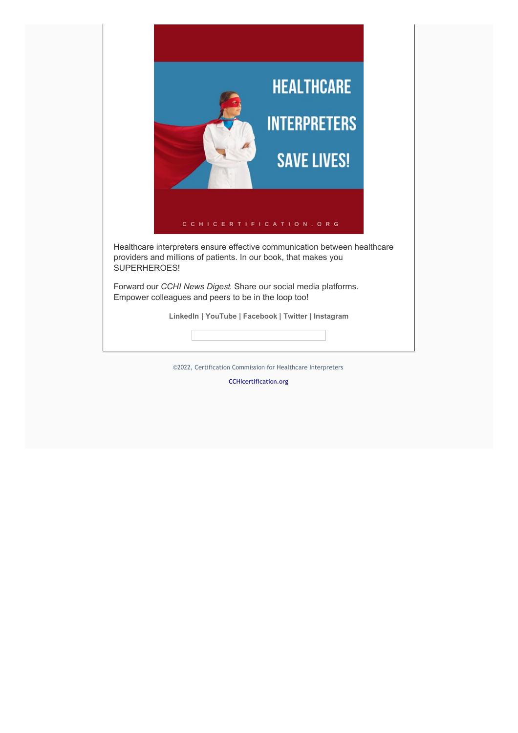HEALTHCARE INTERPRETERS SAVE LIVES!

CCHICERTIFICATION.ORG

Healthcare interpreters ensure effective communication between healthcare providers and millions of patients. In our book, that makes you SUPERHEROES!

Forward our *CCHI News Digest*. Share our social media platforms. Empower colleagues and peers to be in the loop too!

**LinkedIn | YouTube | Facebook | Twitter | Instagram**

©2022, Certification Commission for Healthcare Interpreters

CCHIcertification.org